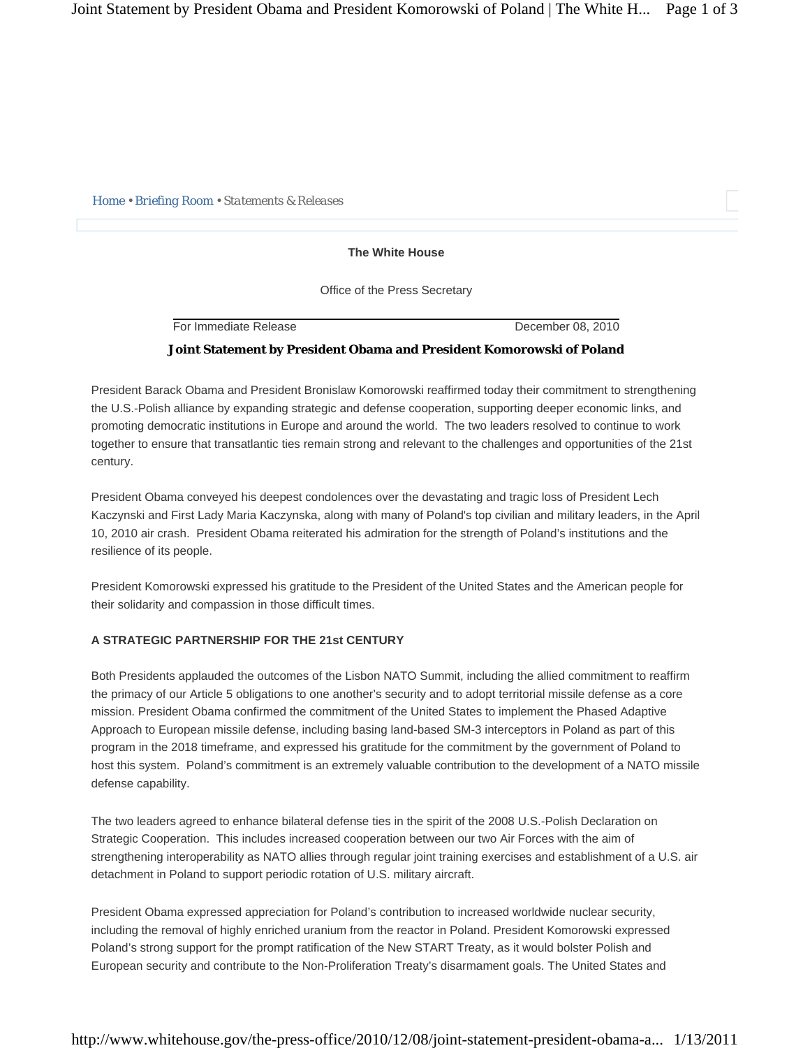Home • Briefing Room • Statements & Releases

**The White House**

Office of the Press Secretary

For Immediate Release December 08, 2010

# Joint Statement by President Obama and President Komorowski of Poland

President Barack Obama and President Bronislaw Komorowski reaffirmed today their commitment to strengthening the U.S.-Polish alliance by expanding strategic and defense cooperation, supporting deeper economic links, and promoting democratic institutions in Europe and around the world. The two leaders resolved to continue to work together to ensure that transatlantic ties remain strong and relevant to the challenges and opportunities of the 21st century.

President Obama conveyed his deepest condolences over the devastating and tragic loss of President Lech Kaczynski and First Lady Maria Kaczynska, along with many of Poland's top civilian and military leaders, in the April 10, 2010 air crash. President Obama reiterated his admiration for the strength of Poland's institutions and the resilience of its people.

President Komorowski expressed his gratitude to the President of the United States and the American people for their solidarity and compassion in those difficult times.

## A STRATEGIC PARTNERSHIP FOR THE 21st CENTURY

Both Presidents applauded the outcomes of the Lisbon NATO Summit, including the allied commitment to reaffirm the primacy of our Article 5 obligations to one another's security and to adopt territorial missile defense as a core mission. President Obama confirmed the commitment of the United States to implement the Phased Adaptive Approach to European missile defense, including basing land-based SM-3 interceptors in Poland as part of this program in the 2018 timeframe, and expressed his gratitude for the commitment by the government of Poland to host this system. Poland's commitment is an extremely valuable contribution to the development of a NATO missile defense capability.

The two leaders agreed to enhance bilateral defense ties in the spirit of the 2008 U.S.-Polish Declaration on Strategic Cooperation. This includes increased cooperation between our two Air Forces with the aim of strengthening interoperability as NATO allies through regular joint training exercises and establishment of a U.S. air detachment in Poland to support periodic rotation of U.S. military aircraft.

President Obama expressed appreciation for Poland's contribution to increased worldwide nuclear security, including the removal of highly enriched uranium from the reactor in Poland. President Komorowski expressed Poland's strong support for the prompt ratification of the New START Treaty, as it would bolster Polish and European security and contribute to the Non-Proliferation Treaty's disarmament goals. The United States and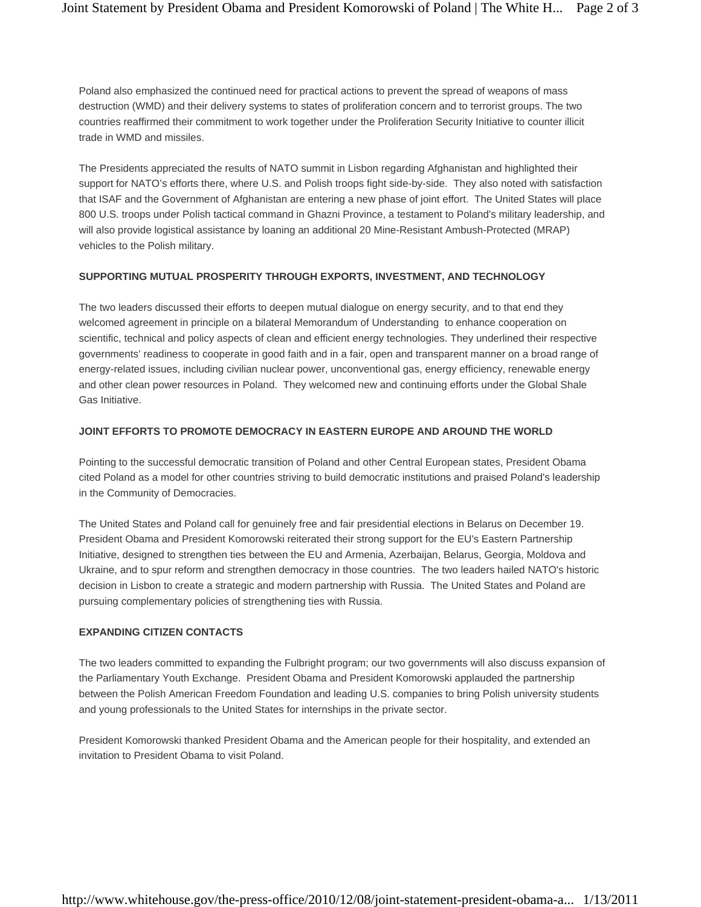Poland also emphasized the continued need for practical actions to prevent the spread of weapons of mass destruction (WMD) and their delivery systems to states of proliferation concern and to terrorist groups. The two countries reaffirmed their commitment to work together under the Proliferation Security Initiative to counter illicit trade in WMD and missiles.

The Presidents appreciated the results of NATO summit in Lisbon regarding Afghanistan and highlighted their support for NATO's efforts there, where U.S. and Polish troops fight side-by-side. They also noted with satisfaction that ISAF and the Government of Afghanistan are entering a new phase of joint effort. The United States will place 800 U.S. troops under Polish tactical command in Ghazni Province, a testament to Poland's military leadership, and will also provide logistical assistance by loaning an additional 20 Mine-Resistant Ambush-Protected (MRAP) vehicles to the Polish military.

**SUPPORTING MUTUAL PROSPERITY THROUGH EXPORTS, INVESTMENT, AND TECHNOLOGY**

The two leaders discussed their efforts to deepen mutual dialogue on energy security, and to that end they welcomed agreement in principle on a bilateral Memorandum of Understanding to enhance cooperation on scientific, technical and policy aspects of clean and efficient energy technologies. They underlined their respective governments' readiness to cooperate in good faith and in a fair, open and transparent manner on a broad range of energy-related issues, including civilian nuclear power, unconventional gas, energy efficiency, renewable energy and other clean power resources in Poland. They welcomed new and continuing efforts under the Global Shale Gas Initiative.

**JOINT EFFORTS TO PROMOTE DEMOCRACY IN EASTERN EUROPE AND AROUND THE WORLD**

Pointing to the successful democratic transition of Poland and other Central European states, President Obama cited Poland as a model for other countries striving to build democratic institutions and praised Poland's leadership in the Community of Democracies.

The United States and Poland call for genuinely free and fair presidential elections in Belarus on December 19. President Obama and President Komorowski reiterated their strong support for the EU's Eastern Partnership Initiative, designed to strengthen ties between the EU and Armenia, Azerbaijan, Belarus, Georgia, Moldova and Ukraine, and to spur reform and strengthen democracy in those countries. The two leaders hailed NATO's historic decision in Lisbon to create a strategic and modern partnership with Russia. The United States and Poland are pursuing complementary policies of strengthening ties with Russia.

**EXPANDING CITIZEN CONTACTS**

The two leaders committed to expanding the Fulbright program; our two governments will also discuss expansion of the Parliamentary Youth Exchange. President Obama and President Komorowski applauded the partnership between the Polish American Freedom Foundation and leading U.S. companies to bring Polish university students and young professionals to the United States for internships in the private sector.

President Komorowski thanked President Obama and the American people for their hospitality, and extended an invitation to President Obama to visit Poland.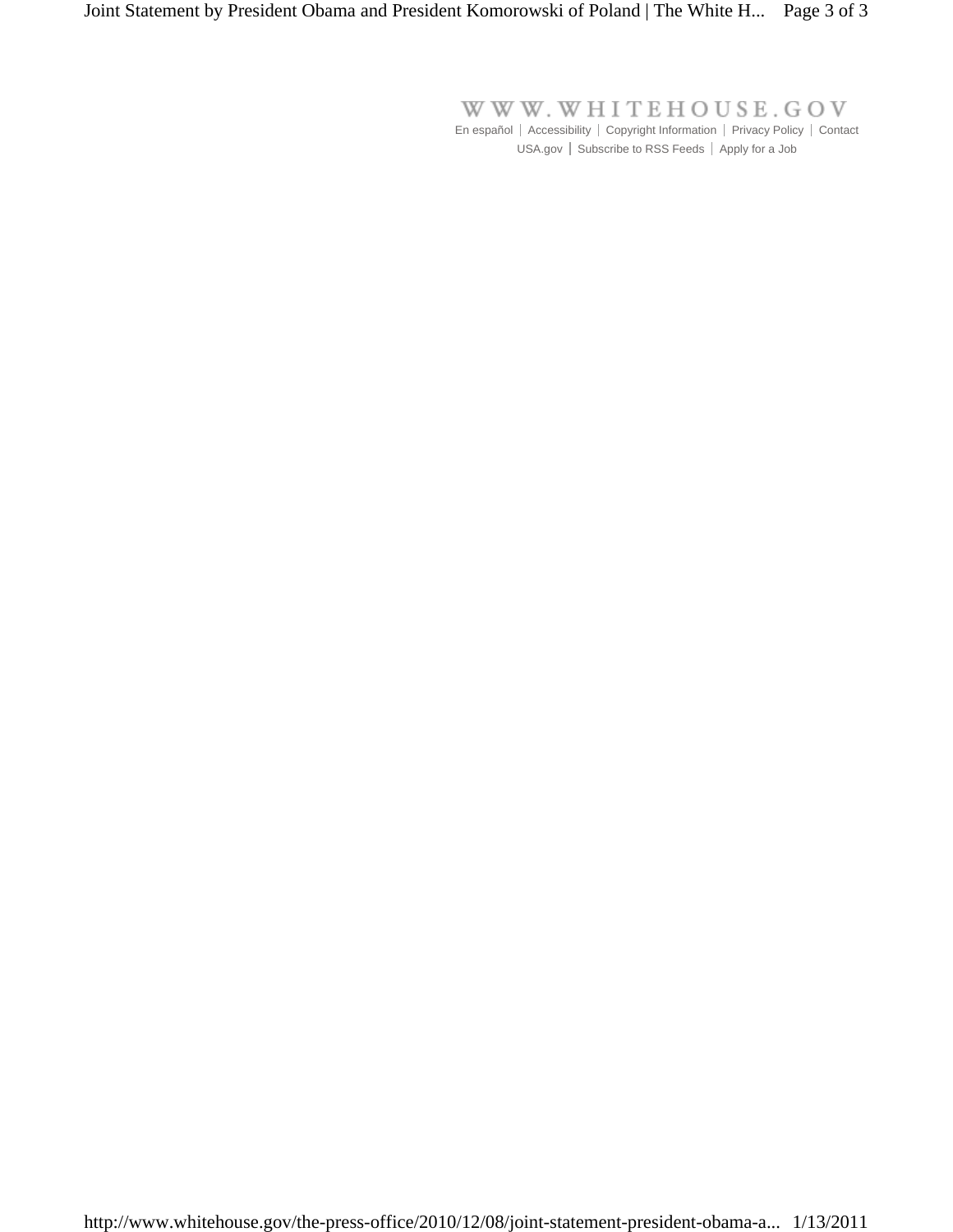WWW.WHITEHOUSE.GOV

En español | Accessibility | Copyright Information | Privacy Policy | Contact

USA.gov | Subscribe to RSS Feeds | Apply for a Job